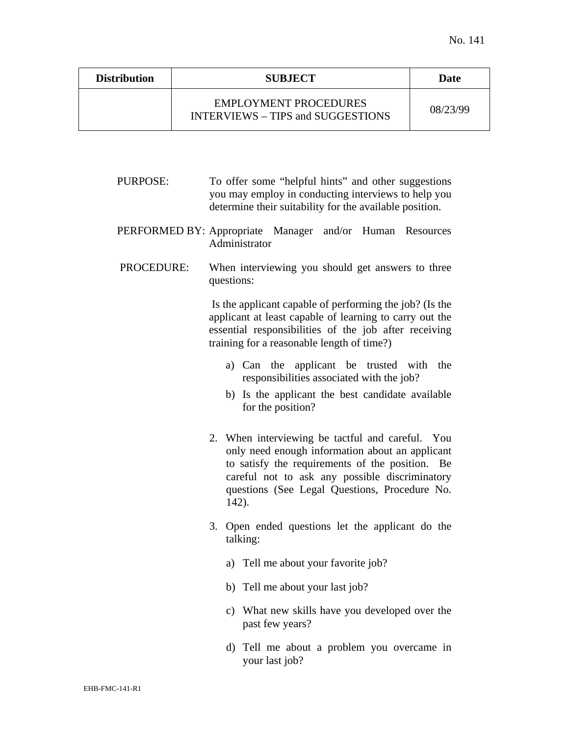No. 141

| Distribution | SUBJECT | Date |
|---|---|---|
| | EMPLOYMENT PROCEDURES<br>INTERVIEWS – TIPS and SUGGESTIONS | 08/23/99 |

PURPOSE: To offer some "helpful hints" and other suggestions you may employ in conducting interviews to help you determine their suitability for the available position.

PERFORMED BY: Appropriate Manager and/or Human Resources Administrator

PROCEDURE: When interviewing you should get answers to three questions:

Is the applicant capable of performing the job? (Is the applicant at least capable of learning to carry out the essential responsibilities of the job after receiving training for a reasonable length of time?)

a) Can the applicant be trusted with the responsibilities associated with the job?

b) Is the applicant the best candidate available for the position?

2. When interviewing be tactful and careful. You only need enough information about an applicant to satisfy the requirements of the position. Be careful not to ask any possible discriminatory questions (See Legal Questions, Procedure No. 142).

3. Open ended questions let the applicant do the talking:

   a) Tell me about your favorite job?

   b) Tell me about your last job?

   c) What new skills have you developed over the past few years?

   d) Tell me about a problem you overcame in your last job?

EHB-FMC-141-R1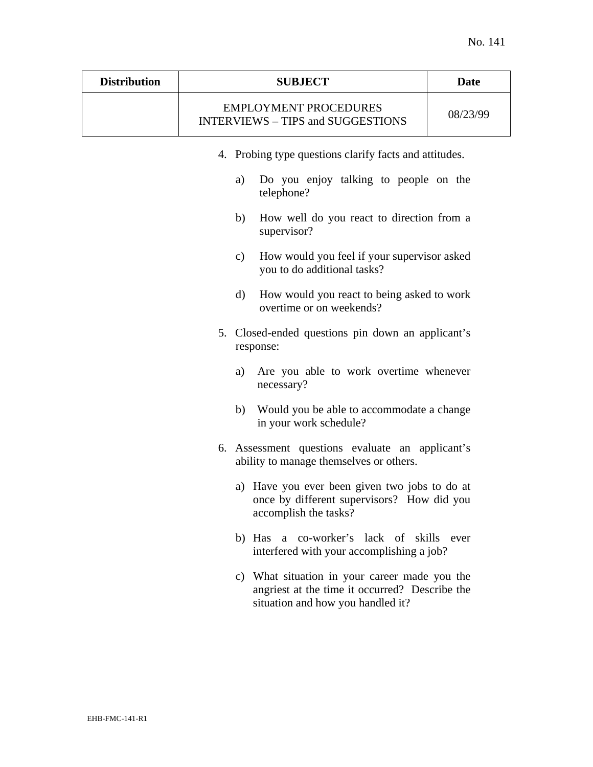No. 141

| Distribution | SUBJECT | Date |
|---|---|---|
| | EMPLOYMENT PROCEDURES<br>INTERVIEWS – TIPS and SUGGESTIONS | 08/23/99 |

4. Probing type questions clarify facts and attitudes.

   a) Do you enjoy talking to people on the telephone?

   b) How well do you react to direction from a supervisor?

   c) How would you feel if your supervisor asked you to do additional tasks?

   d) How would you react to being asked to work overtime or on weekends?

5. Closed-ended questions pin down an applicant's response:

   a) Are you able to work overtime whenever necessary?

   b) Would you be able to accommodate a change in your work schedule?

6. Assessment questions evaluate an applicant's ability to manage themselves or others.

   a) Have you ever been given two jobs to do at once by different supervisors? How did you accomplish the tasks?

   b) Has a co-worker's lack of skills ever interfered with your accomplishing a job?

   c) What situation in your career made you the angriest at the time it occurred? Describe the situation and how you handled it?

EHB-FMC-141-R1